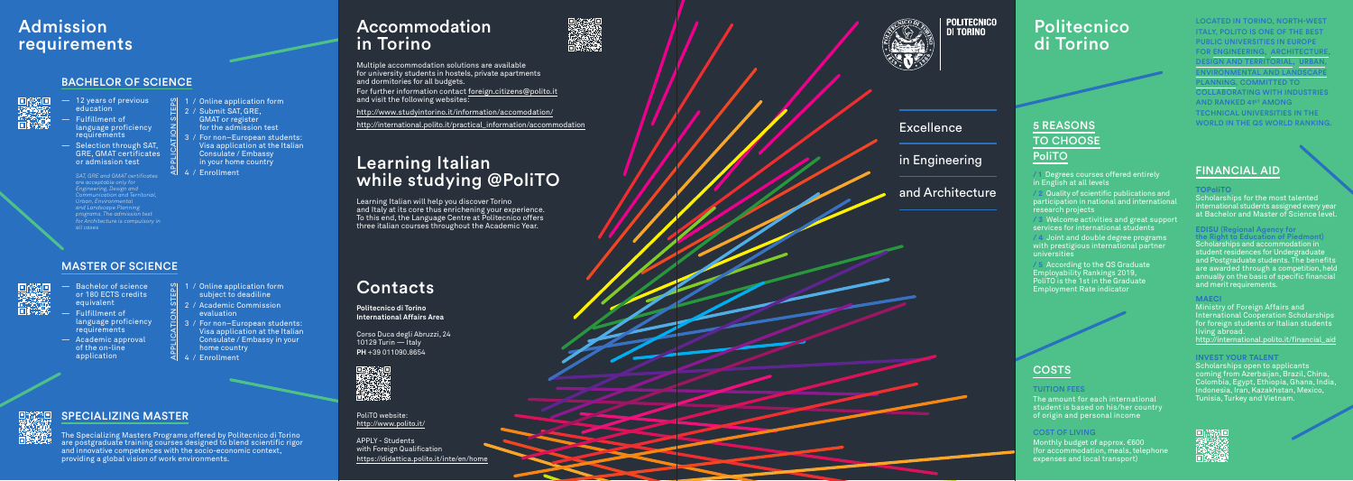# Admission requirements

## BACHELOR OF SCIENCE

- 12 years of previous education
- Fulfillment of language proficiency requirements
- Selection through SAT, GRE, GMAT certificates or admission test

*SAT, GRE and GMAT certificates are acceptable only for Engineering, Design and Communication and Territorial, Urban, Environmental and Landscape Planning programs. The admission test for Architecture is compulsory in all cases*

APPLICATION STEPS

1 / Online application form
2 / Submit SAT, GRE, GMAT or register for the admission test
3 / For non–European students: Visa application at the Italian Consulate / Embassy in your home country
4 / Enrollment

## MASTER OF SCIENCE

- Bachelor of science or 180 ECTS credits equivalent
- Fulfillment of language proficiency requirements
- Academic approval of the on-line application

APPLICATION STEPS

1 / Online application form subject to deadline
2 / Academic Commission evaluation
3 / For non–European students: Visa application at the Italian Consulate / Embassy in your home country
4 / Enrollment

## SPECIALIZING MASTER

The Specializing Masters Programs offered by Politecnico di Torino are postgraduate training courses designed to blend scientific rigor and innovative competences with the socio-economic context, providing a global vision of work environments.

# Accommodation in Torino

Multiple accommodation solutions are available for university students in hostels, private apartments and dormitories for all budgets.
For further information contact foreign.citizens@polito.it and visit the following websites:

http://www.studyintorino.it/information/accomodation/

http://international.polito.it/practical_information/accommodation

# Learning Italian while studying @PoliTO

Learning Italian will help you discover Torino and Italy at its core thus enriching your experience. To this end, the Language Centre at Politecnico offers three italian courses throughout the Academic Year.

# Contacts

**Politecnico di Torino**
**International Affairs Area**

Corso Duca degli Abruzzi, 24
10129 Turin — Italy
**PH** +39 011090.8654

PoliTO website:
http://www.polito.it/

APPLY - Students with Foreign Qualification
https://didattica.polito.it/inte/en/home

POLITECNICO DI TORINO

Excellence

in Engineering

and Architecture

# Politecnico di Torino

LOCATED IN TORINO, NORTH-WEST ITALY, POLITO IS ONE OF THE BEST PUBLIC UNIVERSITIES IN EUROPE FOR ENGINEERING, ARCHITECTURE, DESIGN AND TERRITORIAL, URBAN, ENVIRONMENTAL AND LANDSCAPE PLANNING, COMMITTED TO COLLABORATING WITH INDUSTRIES AND RANKED 41ST AMONG TECHNICAL UNIVERSITIES IN THE WORLD IN THE QS WORLD RANKING.

## 5 REASONS TO CHOOSE PoliTO

/1 Degrees courses offered entirely in English at all levels

/2 Quality of scientific publications and participation in national and international research projects

/3 Welcome activities and great support services for international students

/4 Joint and double degree programs with prestigious international partner universities

/5 According to the QS Graduate Employability Rankings 2019, PoliTO is the 1st in the Graduate Employment Rate indicator

## COSTS

### TUITION FEES

The amount for each international student is based on his/her country of origin and personal income

### COST OF LIVING

Monthly budget of approx. €600 (for accommodation, meals, telephone expenses and local transport)

## FINANCIAL AID

### TOPoliTO

Scholarships for the most talented international students assigned every year at Bachelor and Master of Science level.

### EDISU (Regional Agency for the Right to Education of Piedmont)

Scholarships and accommodation in student residences for Undergraduate and Postgraduate students. The benefits are awarded through a competition, held annually on the basis of specific financial and merit requirements.

### MAECI

Ministry of Foreign Affairs and International Cooperation Scholarships for foreign students or Italian students living abroad.
http://international.polito.it/financial_aid

### INVEST YOUR TALENT

Scholarships open to applicants coming from Azerbaijan, Brazil, China, Colombia, Egypt, Ethiopia, Ghana, India, Indonesia, Iran, Kazakhstan, Mexico, Tunisia, Turkey and Vietnam.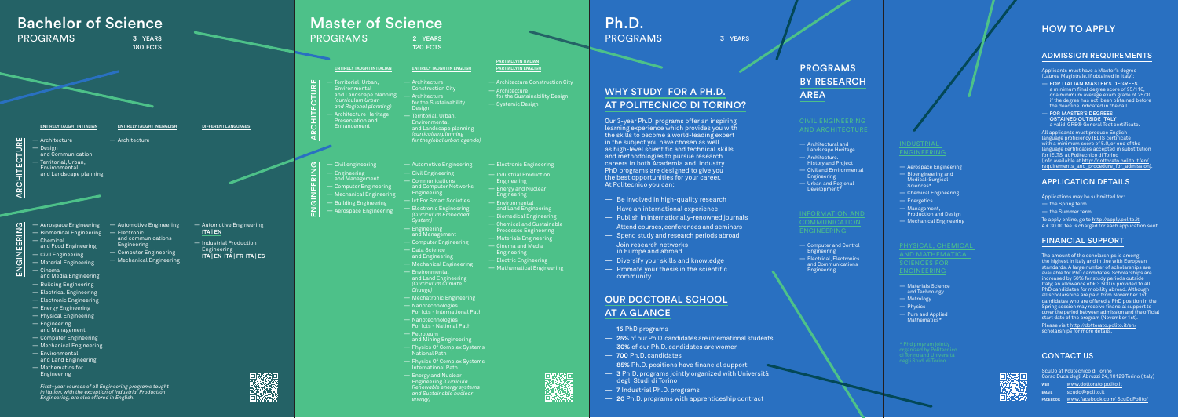# Bachelor of Science

PROGRAMS **3 YEARS 180 ECTS**

## ARCHITECTURE

**ENTIRELY TAUGHT IN ITALIAN**

- Architecture
- Design and Communication
- Territorial, Urban, Environmental and Landscape planning

**ENTIRELY TAUGHT IN ENGLISH**

- Architecture

## ENGINEERING

**ENTIRELY TAUGHT IN ITALIAN**

- Aerospace Engineering
- Biomedical Engineering
- Chemical and Food Engineering
- Civil Engineering
- Material Engineering
- Cinema and Media Engineering
- Building Engineering
- Electrical Engineering
- Electronic Engineering
- Energy Engineering
- Physical Engineering
- Engineering and Management
- Computer Engineering
- Mechanical Engineering
- Environmental and Land Engineering
- Mathematics for Engineering

**ENTIRELY TAUGHT IN ENGLISH**

- Automotive Engineering
- Electronic and communications Engineering
- Computer Engineering
- Mechanical Engineering

**DIFFERENT LANGUAGES**

- Automotive Engineering **ITA | EN**
- Industrial Production Engineering **ITA | EN ITA | FR ITA | ES**

*First-year courses of all Engineering programs taught in Italian, with the exception of Industrial Production Engineering, are also offered in English.*

# Master of Science

PROGRAMS **2 YEARS 120 ECTS**

## ARCHITECTURE

**ENTIRELY TAUGHT IN ITALIAN**

- Territorial, Urban, Environmental and Landscape planning *(curriculum Urban and Regional planning)*
- Architecture Heritage Preservation and Enhancement

**ENTIRELY TAUGHT IN ENGLISH**

- Architecture Construction City
- Architecture for the Sustainability Design
- Territorial, Urban, Environmental and Landscape planning *(curriculum planning for the global urban agenda)*

**PARTIALLY IN ITALIAN PARTIALLY IN ENGLISH**

- Architecture Construction City
- Architecture for the Sustainability Design
- Systemic Design

## ENGINEERING

**ENTIRELY TAUGHT IN ITALIAN**

- Civil engineering
- Engineering and Management
- Computer Engineering
- Mechanical Engineering
- Building Engineering
- Aerospace Engineering

**ENTIRELY TAUGHT IN ENGLISH**

- Automotive Engineering
- Civil Engineering
- Communications and Computer Networks Engineering
- Ict For Smart Societies
- Electronic Engineering *(Curriculum Embedded System)*
- Engineering and Management
- Computer Engineering
- Data Science and Engineering
- Mechanical Engineering
- Environmental and Land Engineering *(Curriculum Climate Change)*
- Mechatronic Engineering
- Nanotechnologies For Icts - International Path
- Nanotechnologies For Icts - National Path
- Petroleum and Mining Engineering
- Physics Of Complex Systems National Path
- Physics Of Complex Systems International Path
- Energy and Nuclear Engineering *(Curricula Renewable energy systems and Sustainable nuclear energy)*

**PARTIALLY IN ITALIAN PARTIALLY IN ENGLISH**

- Electronic Engineering
- Industrial Production Engineering
- Energy and Nuclear Engineering
- Environmental and Land Engineering
- Chemical and Sustainable Processes Engineering
- Biomedical Engineering
- Materials Engineering
- Cinema and Media Engineering
- Electric Engineering
- Mathematical Engineering

# Ph.D.

PROGRAMS **3 YEARS**

## WHY STUDY FOR A PH.D. AT POLITECNICO DI TORINO?

Our 3-year Ph.D. programs offer an inspiring learning experience which provides you with the skills to become a world-leading expert in the subject you have chosen as well as high-level scientific and technical skills and methodologies to pursue research careers in both Academia and industry. PhD programs are designed to give you the best opportunities for your career. At Politecnico you can:

- Be involved in high-quality research
- Have an international experience
- Publish in internationally-renowned journals
- Attend courses, conferences and seminars
- Spend study and research periods abroad
- Join research networks in Europe and abroad
- Diversify your skills and knowledge
- Promote your thesis in the scientific community

## OUR DOCTORAL SCHOOL AT A GLANCE

- **16** PhD programs
- **25%** of our Ph.D. candidates are international students
- **30%** of our Ph.D. candidates are women
- **700** Ph.D. candidates
- **85%** Ph.D. positions have financial support
- **3** Ph.D. programs jointly organized with Università degli Studi di Torino
- **7** Industrial Ph.D. programs
- **20** Ph.D. programs with apprenticeship contract

## PROGRAMS BY RESEARCH AREA

### CIVIL ENGINEERING AND ARCHITECTURE

- Architectural and Landscape Heritage
- Architecture. History and Project
- Civil and Environmental Engineering
- Urban and Regional Development*

### INFORMATION AND COMMUNICATION ENGINEERING

- Computer and Control Engineering
- Electrical, Electronics and Communications Engineering

### INDUSTRIAL ENGINEERING

- Aerospace Engineering
- Bioengineering and Medical-Surgical Sciences*
- Chemical Engineering
- Energetics
- Management, Production and Design
- Mechanical Engineering

### PHYSICAL, CHEMICAL AND MATHEMATICAL SCIENCES FOR ENGINEERING

- Materials Science and Technology
- Metrology
- Physics
- Pure and Applied Mathematics*

\* PhD program jointly organized by Politecnico di Torino and Università degli Studi di Torino

## HOW TO APPLY

### ADMISSION REQUIREMENTS

Applicants must have a Master's degree (Laurea Magistrale, if obtained in Italy):

- **FOR ITALIAN MASTER'S DEGREES** a minimum final degree score of 95/110, or a minimum average exam grade of 25/30 if the degree has not been obtained before the deadline indicated in the call.
- **FOR MASTER'S DEGREES OBTAINED OUTSIDE ITALY** a valid GRE® General Test certificate.

All applicants must produce English language proficiency IELTS certificate with a minimum score of 5.0, or one of the language certificates accepted in substitution for IELTS at Politecnico di Torino (Info available at http://dottorato.polito.it/en/requirements_and_procedure_for_admission).

### APPLICATION DETAILS

Applications may be submitted for:

- the Spring term
- the Summer term

To apply online, go to http://apply.polito.it. A € 30.00 fee is charged for each application sent.

### FINANCIAL SUPPORT

The amount of the scholarships is among the highest in Italy and in line with European standards. A large number of scholarships are available for PhD candidates. Scholarships are increased by 50% for study periods outside Italy; an allowance of € 3.500 is provided to all PhD candidates for mobility abroad. Although all scholarships are paid from November 1st, candidates who are offered a PhD position in the Spring session may receive financial support to cover the period between admission and the official start date of the program (November 1st).

Please visit http://dottorato.polito.it/en/ scholarships for more details.

### CONTACT US

ScuDo at Politecnico di Torino
Corso Duca degli Abruzzi 24, 10129 Torino (Italy)

WEB www.dottorato.polito.it
EMAIL scudo@polito.it
FACEBOOK www.facebook.com/ ScuDoPolito/